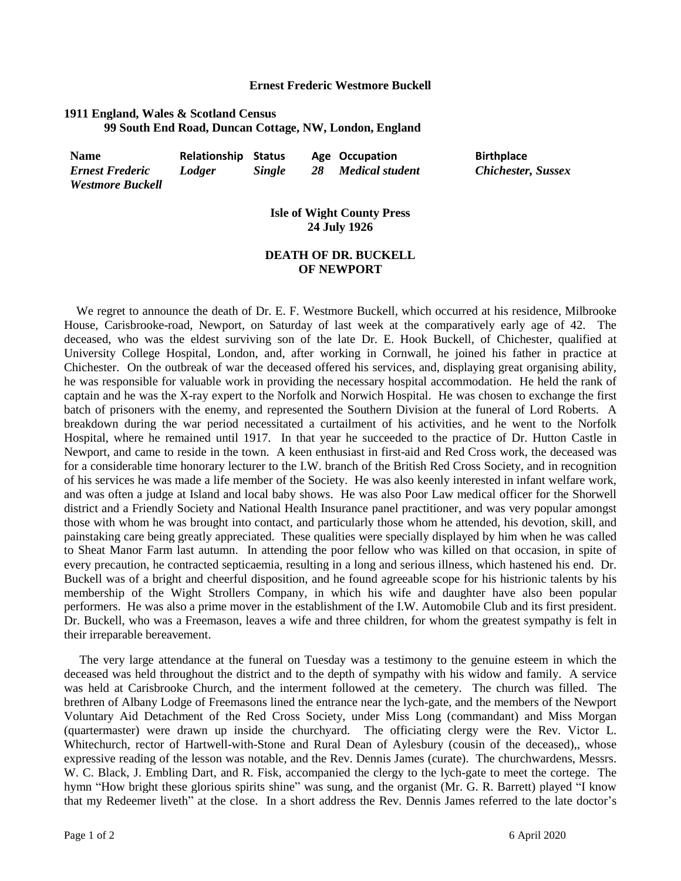# Ernest Frederic Westmore Buckell

**1911 England, Wales & Scotland Census**
**99 South End Road, Duncan Cottage, NW, London, England**

| Name | Relationship | Status | Age | Occupation | Birthplace |
|---|---|---|---|---|---|
| *Ernest Frederic Westmore Buckell* | *Lodger* | *Single* | *28* | *Medical student* | *Chichester, Sussex* |

**Isle of Wight County Press**
**24 July 1926**

## DEATH OF DR. BUCKELL OF NEWPORT

We regret to announce the death of Dr. E. F. Westmore Buckell, which occurred at his residence, Milbrooke House, Carisbrooke-road, Newport, on Saturday of last week at the comparatively early age of 42. The deceased, who was the eldest surviving son of the late Dr. E. Hook Buckell, of Chichester, qualified at University College Hospital, London, and, after working in Cornwall, he joined his father in practice at Chichester. On the outbreak of war the deceased offered his services, and, displaying great organising ability, he was responsible for valuable work in providing the necessary hospital accommodation. He held the rank of captain and he was the X-ray expert to the Norfolk and Norwich Hospital. He was chosen to exchange the first batch of prisoners with the enemy, and represented the Southern Division at the funeral of Lord Roberts. A breakdown during the war period necessitated a curtailment of his activities, and he went to the Norfolk Hospital, where he remained until 1917. In that year he succeeded to the practice of Dr. Hutton Castle in Newport, and came to reside in the town. A keen enthusiast in first-aid and Red Cross work, the deceased was for a considerable time honorary lecturer to the I.W. branch of the British Red Cross Society, and in recognition of his services he was made a life member of the Society. He was also keenly interested in infant welfare work, and was often a judge at Island and local baby shows. He was also Poor Law medical officer for the Shorwell district and a Friendly Society and National Health Insurance panel practitioner, and was very popular amongst those with whom he was brought into contact, and particularly those whom he attended, his devotion, skill, and painstaking care being greatly appreciated. These qualities were specially displayed by him when he was called to Sheat Manor Farm last autumn. In attending the poor fellow who was killed on that occasion, in spite of every precaution, he contracted septicaemia, resulting in a long and serious illness, which hastened his end. Dr. Buckell was of a bright and cheerful disposition, and he found agreeable scope for his histrionic talents by his membership of the Wight Strollers Company, in which his wife and daughter have also been popular performers. He was also a prime mover in the establishment of the I.W. Automobile Club and its first president. Dr. Buckell, who was a Freemason, leaves a wife and three children, for whom the greatest sympathy is felt in their irreparable bereavement.

The very large attendance at the funeral on Tuesday was a testimony to the genuine esteem in which the deceased was held throughout the district and to the depth of sympathy with his widow and family. A service was held at Carisbrooke Church, and the interment followed at the cemetery. The church was filled. The brethren of Albany Lodge of Freemasons lined the entrance near the lych-gate, and the members of the Newport Voluntary Aid Detachment of the Red Cross Society, under Miss Long (commandant) and Miss Morgan (quartermaster) were drawn up inside the churchyard. The officiating clergy were the Rev. Victor L. Whitechurch, rector of Hartwell-with-Stone and Rural Dean of Aylesbury (cousin of the deceased),, whose expressive reading of the lesson was notable, and the Rev. Dennis James (curate). The churchwardens, Messrs. W. C. Black, J. Embling Dart, and R. Fisk, accompanied the clergy to the lych-gate to meet the cortege. The hymn "How bright these glorious spirits shine" was sung, and the organist (Mr. G. R. Barrett) played "I know that my Redeemer liveth" at the close. In a short address the Rev. Dennis James referred to the late doctor's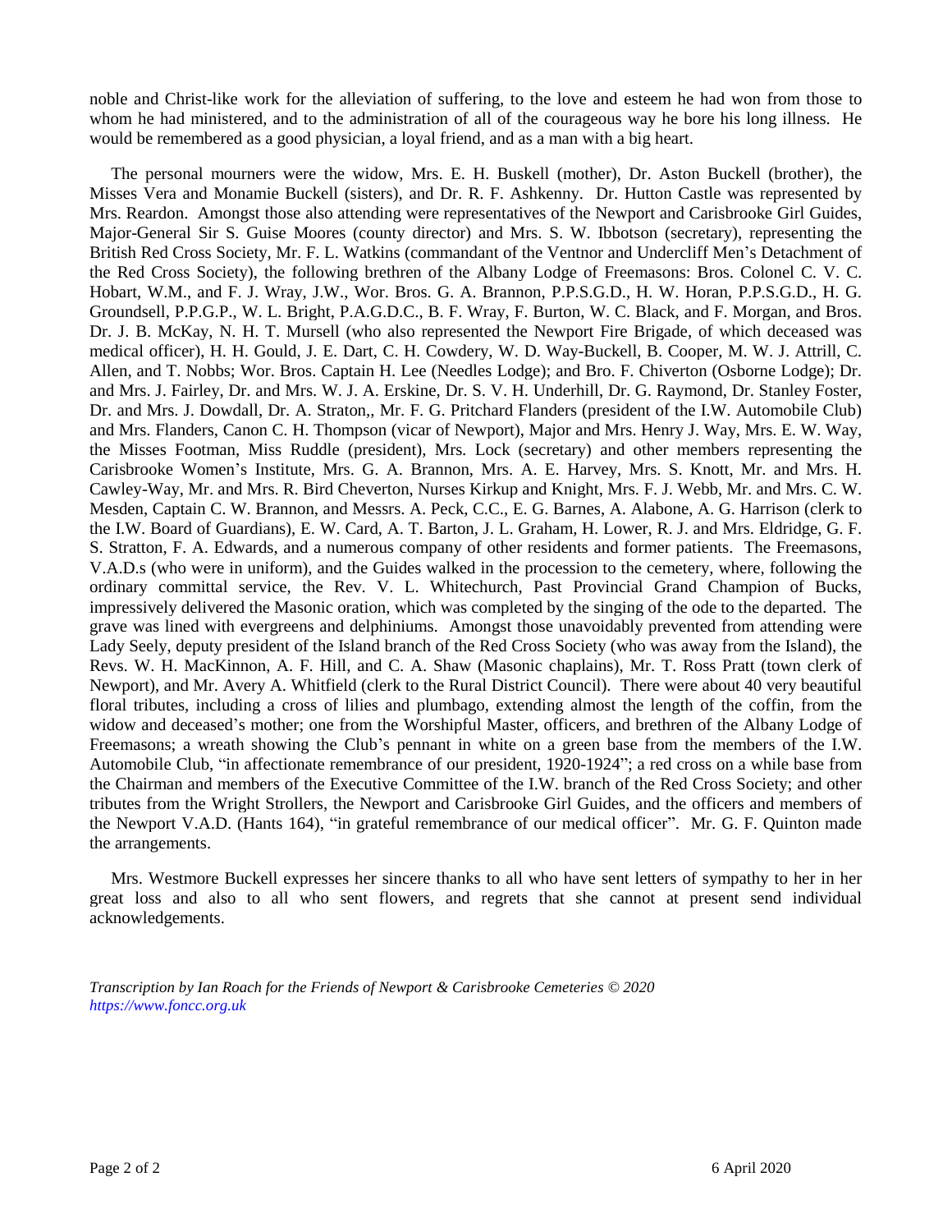noble and Christ-like work for the alleviation of suffering, to the love and esteem he had won from those to whom he had ministered, and to the administration of all of the courageous way he bore his long illness. He would be remembered as a good physician, a loyal friend, and as a man with a big heart.

The personal mourners were the widow, Mrs. E. H. Buskell (mother), Dr. Aston Buckell (brother), the Misses Vera and Monamie Buckell (sisters), and Dr. R. F. Ashkenny. Dr. Hutton Castle was represented by Mrs. Reardon. Amongst those also attending were representatives of the Newport and Carisbrooke Girl Guides, Major-General Sir S. Guise Moores (county director) and Mrs. S. W. Ibbotson (secretary), representing the British Red Cross Society, Mr. F. L. Watkins (commandant of the Ventnor and Undercliff Men's Detachment of the Red Cross Society), the following brethren of the Albany Lodge of Freemasons: Bros. Colonel C. V. C. Hobart, W.M., and F. J. Wray, J.W., Wor. Bros. G. A. Brannon, P.P.S.G.D., H. W. Horan, P.P.S.G.D., H. G. Groundsell, P.P.G.P., W. L. Bright, P.A.G.D.C., B. F. Wray, F. Burton, W. C. Black, and F. Morgan, and Bros. Dr. J. B. McKay, N. H. T. Mursell (who also represented the Newport Fire Brigade, of which deceased was medical officer), H. H. Gould, J. E. Dart, C. H. Cowdery, W. D. Way-Buckell, B. Cooper, M. W. J. Attrill, C. Allen, and T. Nobbs; Wor. Bros. Captain H. Lee (Needles Lodge); and Bro. F. Chiverton (Osborne Lodge); Dr. and Mrs. J. Fairley, Dr. and Mrs. W. J. A. Erskine, Dr. S. V. H. Underhill, Dr. G. Raymond, Dr. Stanley Foster, Dr. and Mrs. J. Dowdall, Dr. A. Straton,, Mr. F. G. Pritchard Flanders (president of the I.W. Automobile Club) and Mrs. Flanders, Canon C. H. Thompson (vicar of Newport), Major and Mrs. Henry J. Way, Mrs. E. W. Way, the Misses Footman, Miss Ruddle (president), Mrs. Lock (secretary) and other members representing the Carisbrooke Women's Institute, Mrs. G. A. Brannon, Mrs. A. E. Harvey, Mrs. S. Knott, Mr. and Mrs. H. Cawley-Way, Mr. and Mrs. R. Bird Cheverton, Nurses Kirkup and Knight, Mrs. F. J. Webb, Mr. and Mrs. C. W. Mesden, Captain C. W. Brannon, and Messrs. A. Peck, C.C., E. G. Barnes, A. Alabone, A. G. Harrison (clerk to the I.W. Board of Guardians), E. W. Card, A. T. Barton, J. L. Graham, H. Lower, R. J. and Mrs. Eldridge, G. F. S. Stratton, F. A. Edwards, and a numerous company of other residents and former patients. The Freemasons, V.A.D.s (who were in uniform), and the Guides walked in the procession to the cemetery, where, following the ordinary committal service, the Rev. V. L. Whitechurch, Past Provincial Grand Champion of Bucks, impressively delivered the Masonic oration, which was completed by the singing of the ode to the departed. The grave was lined with evergreens and delphiniums. Amongst those unavoidably prevented from attending were Lady Seely, deputy president of the Island branch of the Red Cross Society (who was away from the Island), the Revs. W. H. MacKinnon, A. F. Hill, and C. A. Shaw (Masonic chaplains), Mr. T. Ross Pratt (town clerk of Newport), and Mr. Avery A. Whitfield (clerk to the Rural District Council). There were about 40 very beautiful floral tributes, including a cross of lilies and plumbago, extending almost the length of the coffin, from the widow and deceased's mother; one from the Worshipful Master, officers, and brethren of the Albany Lodge of Freemasons; a wreath showing the Club's pennant in white on a green base from the members of the I.W. Automobile Club, "in affectionate remembrance of our president, 1920-1924"; a red cross on a while base from the Chairman and members of the Executive Committee of the I.W. branch of the Red Cross Society; and other tributes from the Wright Strollers, the Newport and Carisbrooke Girl Guides, and the officers and members of the Newport V.A.D. (Hants 164), "in grateful remembrance of our medical officer". Mr. G. F. Quinton made the arrangements.

Mrs. Westmore Buckell expresses her sincere thanks to all who have sent letters of sympathy to her in her great loss and also to all who sent flowers, and regrets that she cannot at present send individual acknowledgements.

*Transcription by Ian Roach for the Friends of Newport & Carisbrooke Cemeteries © 2020*
*https://www.foncc.org.uk*

6 April 2020